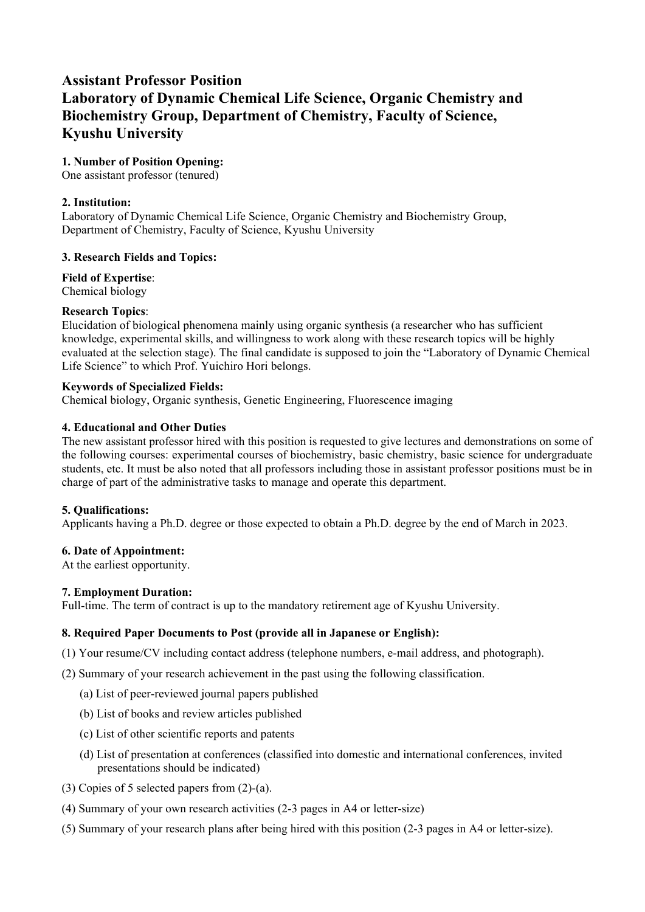# Assistant Professor Position
# Laboratory of Dynamic Chemical Life Science, Organic Chemistry and Biochemistry Group, Department of Chemistry, Faculty of Science, Kyushu University

### 1. Number of Position Opening:

One assistant professor (tenured)

### 2. Institution:

Laboratory of Dynamic Chemical Life Science, Organic Chemistry and Biochemistry Group, Department of Chemistry, Faculty of Science, Kyushu University

### 3. Research Fields and Topics:

**Field of Expertise**:
Chemical biology

**Research Topics**:
Elucidation of biological phenomena mainly using organic synthesis (a researcher who has sufficient knowledge, experimental skills, and willingness to work along with these research topics will be highly evaluated at the selection stage). The final candidate is supposed to join the "Laboratory of Dynamic Chemical Life Science" to which Prof. Yuichiro Hori belongs.

**Keywords of Specialized Fields:**
Chemical biology, Organic synthesis, Genetic Engineering, Fluorescence imaging

### 4. Educational and Other Duties

The new assistant professor hired with this position is requested to give lectures and demonstrations on some of the following courses: experimental courses of biochemistry, basic chemistry, basic science for undergraduate students, etc. It must be also noted that all professors including those in assistant professor positions must be in charge of part of the administrative tasks to manage and operate this department.

### 5. Qualifications:

Applicants having a Ph.D. degree or those expected to obtain a Ph.D. degree by the end of March in 2023.

### 6. Date of Appointment:

At the earliest opportunity.

### 7. Employment Duration:

Full-time. The term of contract is up to the mandatory retirement age of Kyushu University.

### 8. Required Paper Documents to Post (provide all in Japanese or English):

(1) Your resume/CV including contact address (telephone numbers, e-mail address, and photograph).

(2) Summary of your research achievement in the past using the following classification.

- (a) List of peer-reviewed journal papers published
- (b) List of books and review articles published
- (c) List of other scientific reports and patents
- (d) List of presentation at conferences (classified into domestic and international conferences, invited presentations should be indicated)

(3) Copies of 5 selected papers from (2)-(a).

(4) Summary of your own research activities (2-3 pages in A4 or letter-size)

(5) Summary of your research plans after being hired with this position (2-3 pages in A4 or letter-size).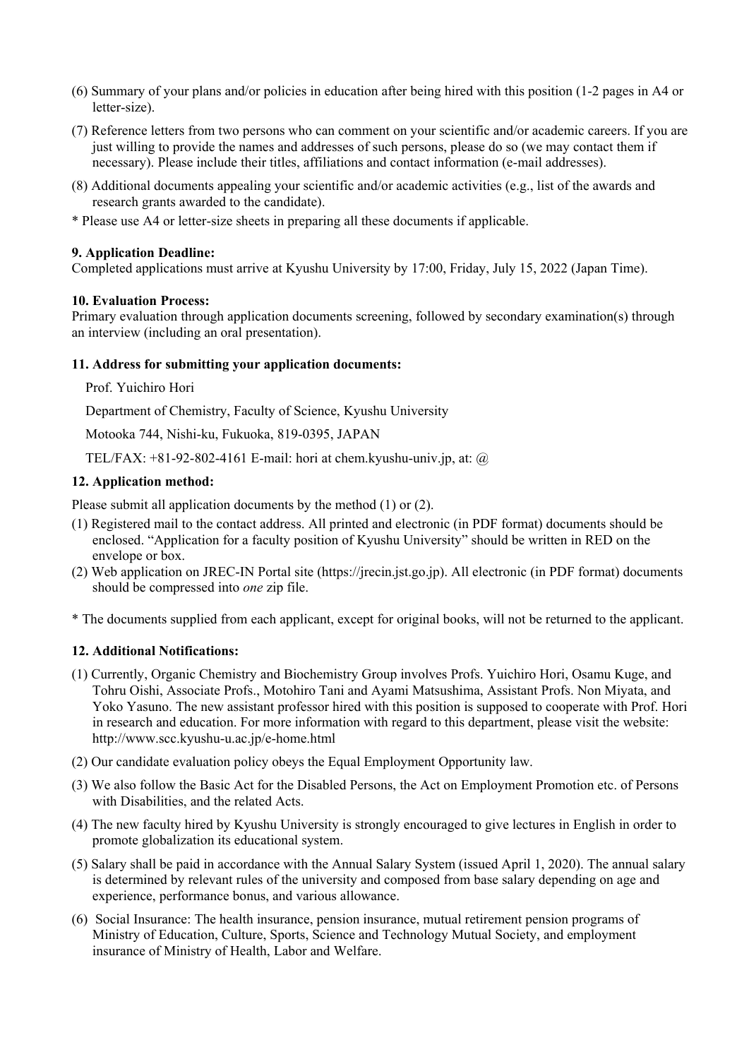(6) Summary of your plans and/or policies in education after being hired with this position (1-2 pages in A4 or letter-size).

(7) Reference letters from two persons who can comment on your scientific and/or academic careers. If you are just willing to provide the names and addresses of such persons, please do so (we may contact them if necessary). Please include their titles, affiliations and contact information (e-mail addresses).

(8) Additional documents appealing your scientific and/or academic activities (e.g., list of the awards and research grants awarded to the candidate).

* Please use A4 or letter-size sheets in preparing all these documents if applicable.

**9. Application Deadline:**

Completed applications must arrive at Kyushu University by 17:00, Friday, July 15, 2022 (Japan Time).

**10. Evaluation Process:**

Primary evaluation through application documents screening, followed by secondary examination(s) through an interview (including an oral presentation).

**11. Address for submitting your application documents:**

Prof. Yuichiro Hori

Department of Chemistry, Faculty of Science, Kyushu University

Motooka 744, Nishi-ku, Fukuoka, 819-0395, JAPAN

TEL/FAX: +81-92-802-4161 E-mail: hori at chem.kyushu-univ.jp, at: @

**12. Application method:**

Please submit all application documents by the method (1) or (2).

(1) Registered mail to the contact address. All printed and electronic (in PDF format) documents should be enclosed. "Application for a faculty position of Kyushu University" should be written in RED on the envelope or box.

(2) Web application on JREC-IN Portal site (https://jrecin.jst.go.jp). All electronic (in PDF format) documents should be compressed into *one* zip file.

* The documents supplied from each applicant, except for original books, will not be returned to the applicant.

**12. Additional Notifications:**

(1) Currently, Organic Chemistry and Biochemistry Group involves Profs. Yuichiro Hori, Osamu Kuge, and Tohru Oishi, Associate Profs., Motohiro Tani and Ayami Matsushima, Assistant Profs. Non Miyata, and Yoko Yasuno. The new assistant professor hired with this position is supposed to cooperate with Prof. Hori in research and education. For more information with regard to this department, please visit the website: http://www.scc.kyushu-u.ac.jp/e-home.html

(2) Our candidate evaluation policy obeys the Equal Employment Opportunity law.

(3) We also follow the Basic Act for the Disabled Persons, the Act on Employment Promotion etc. of Persons with Disabilities, and the related Acts.

(4) The new faculty hired by Kyushu University is strongly encouraged to give lectures in English in order to promote globalization its educational system.

(5) Salary shall be paid in accordance with the Annual Salary System (issued April 1, 2020). The annual salary is determined by relevant rules of the university and composed from base salary depending on age and experience, performance bonus, and various allowance.

(6) Social Insurance: The health insurance, pension insurance, mutual retirement pension programs of Ministry of Education, Culture, Sports, Science and Technology Mutual Society, and employment insurance of Ministry of Health, Labor and Welfare.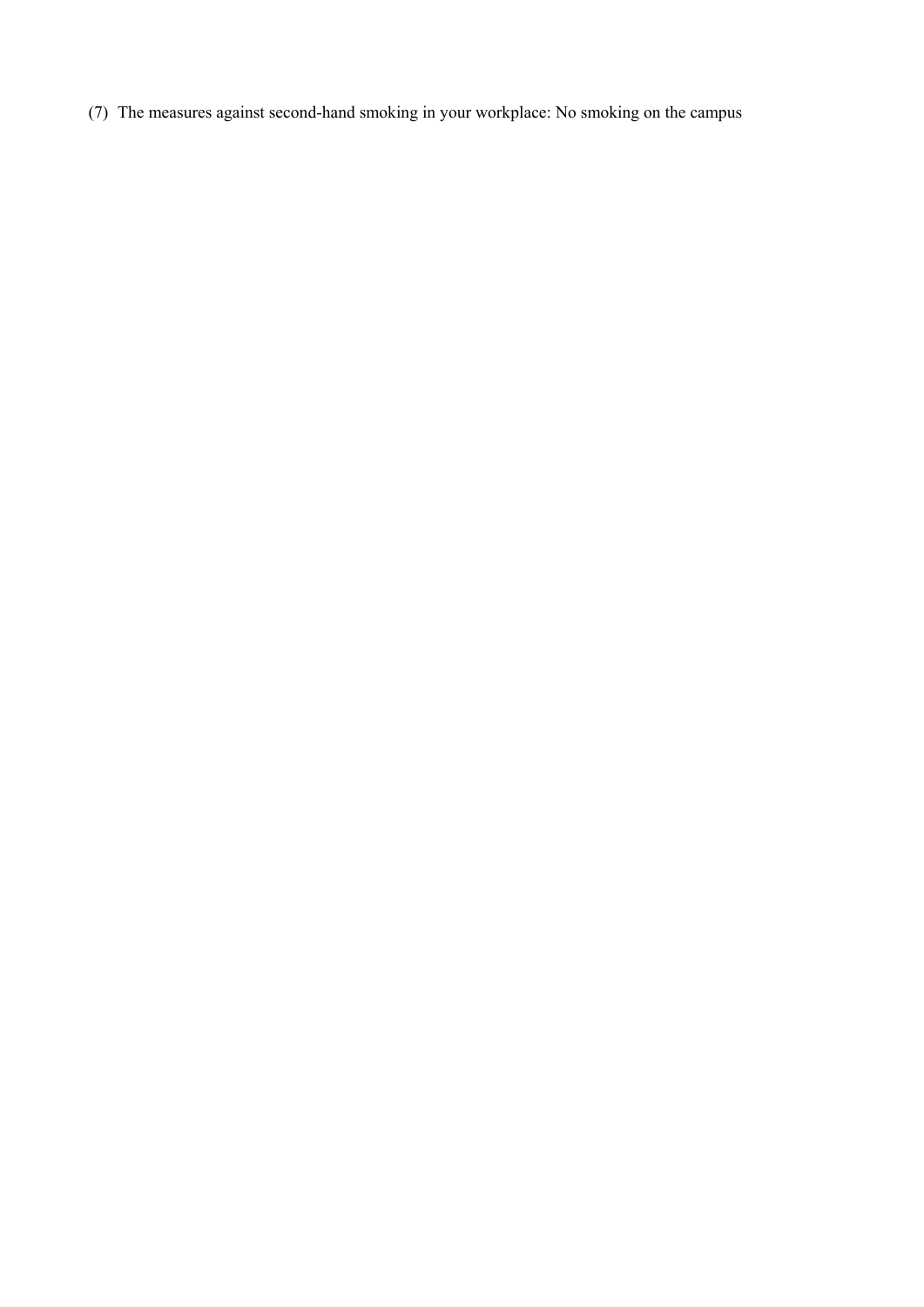(7) The measures against second-hand smoking in your workplace: No smoking on the campus